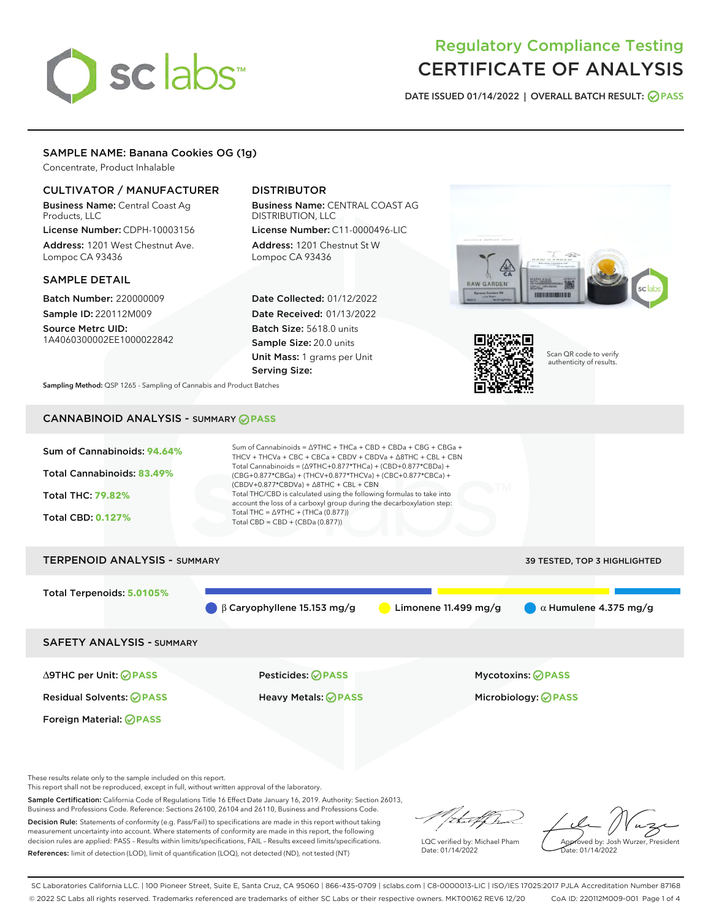# Regulatory Compliance Testing
# CERTIFICATE OF ANALYSIS

DATE ISSUED 01/14/2022 | OVERALL BATCH RESULT: PASS

## SAMPLE NAME: Banana Cookies OG (1g)

Concentrate, Product Inhalable

### CULTIVATOR / MANUFACTURER

**Business Name:** Central Coast Ag Products, LLC

**License Number:** CDPH-10003156

**Address:** 1201 West Chestnut Ave. Lompoc CA 93436

### DISTRIBUTOR

**Business Name:** CENTRAL COAST AG DISTRIBUTION, LLC

**License Number:** C11-0000496-LIC

**Address:** 1201 Chestnut St W Lompoc CA 93436

### SAMPLE DETAIL

**Batch Number:** 220000009

**Sample ID:** 220112M009

**Source Metrc UID:** 1A4060300002EE1000022842

**Date Collected:** 01/12/2022

**Date Received:** 01/13/2022

**Batch Size:** 5618.0 units

**Sample Size:** 20.0 units

**Unit Mass:** 1 grams per Unit

**Serving Size:**

Scan QR code to verify authenticity of results.

**Sampling Method:** QSP 1265 - Sampling of Cannabis and Product Batches

## CANNABINOID ANALYSIS - SUMMARY PASS

**Sum of Cannabinoids: 94.64%**

**Total Cannabinoids: 83.49%**

**Total THC: 79.82%**

**Total CBD: 0.127%**

Sum of Cannabinoids = Δ9THC + THCa + CBD + CBDa + CBG + CBGa + THCV + THCVa + CBC + CBCa + CBDV + CBDVa + Δ8THC + CBL + CBN

Total Cannabinoids = (Δ9THC+0.877*THCa) + (CBD+0.877*CBDa) + (CBG+0.877*CBGa) + (THCV+0.877*THCVa) + (CBC+0.877*CBCa) + (CBDV+0.877*CBDVa) + Δ8THC + CBL + CBN

Total THC/CBD is calculated using the following formulas to take into account the loss of a carboxyl group during the decarboxylation step:

Total THC = Δ9THC + (THCa (0.877))

Total CBD = CBD + (CBDa (0.877))

## TERPENOID ANALYSIS - SUMMARY

39 TESTED, TOP 3 HIGHLIGHTED

**Total Terpenoids: 5.0105%**

- β Caryophyllene 15.153 mg/g
- Limonene 11.499 mg/g
- α Humulene 4.375 mg/g

## SAFETY ANALYSIS - SUMMARY

| | | |
|---|---|---|
| Δ9THC per Unit: PASS | Pesticides: PASS | Mycotoxins: PASS |
| Residual Solvents: PASS | Heavy Metals: PASS | Microbiology: PASS |
| Foreign Material: PASS | | |

These results relate only to the sample included on this report.
This report shall not be reproduced, except in full, without written approval of the laboratory.

**Sample Certification:** California Code of Regulations Title 16 Effect Date January 16, 2019. Authority: Section 26013, Business and Professions Code. Reference: Sections 26100, 26104 and 26110, Business and Professions Code.

**Decision Rule:** Statements of conformity (e.g. Pass/Fail) to specifications are made in this report without taking measurement uncertainty into account. Where statements of conformity are made in this report, the following decision rules are applied: PASS – Results within limits/specifications, FAIL – Results exceed limits/specifications.

**References:** limit of detection (LOD), limit of quantification (LOQ), not detected (ND), not tested (NT)

LQC verified by: Michael Pham
Date: 01/14/2022

Approved by: Josh Wurzer, President
Date: 01/14/2022

SC Laboratories California LLC. | 100 Pioneer Street, Suite E, Santa Cruz, CA 95060 | 866-435-0709 | sclabs.com | C8-0000013-LIC | ISO/IES 17025:2017 PJLA Accreditation Number 87168
© 2022 SC Labs all rights reserved. Trademarks referenced are trademarks of either SC Labs or their respective owners. MKT00162 REV6 12/20 CoA ID: 220112M009-001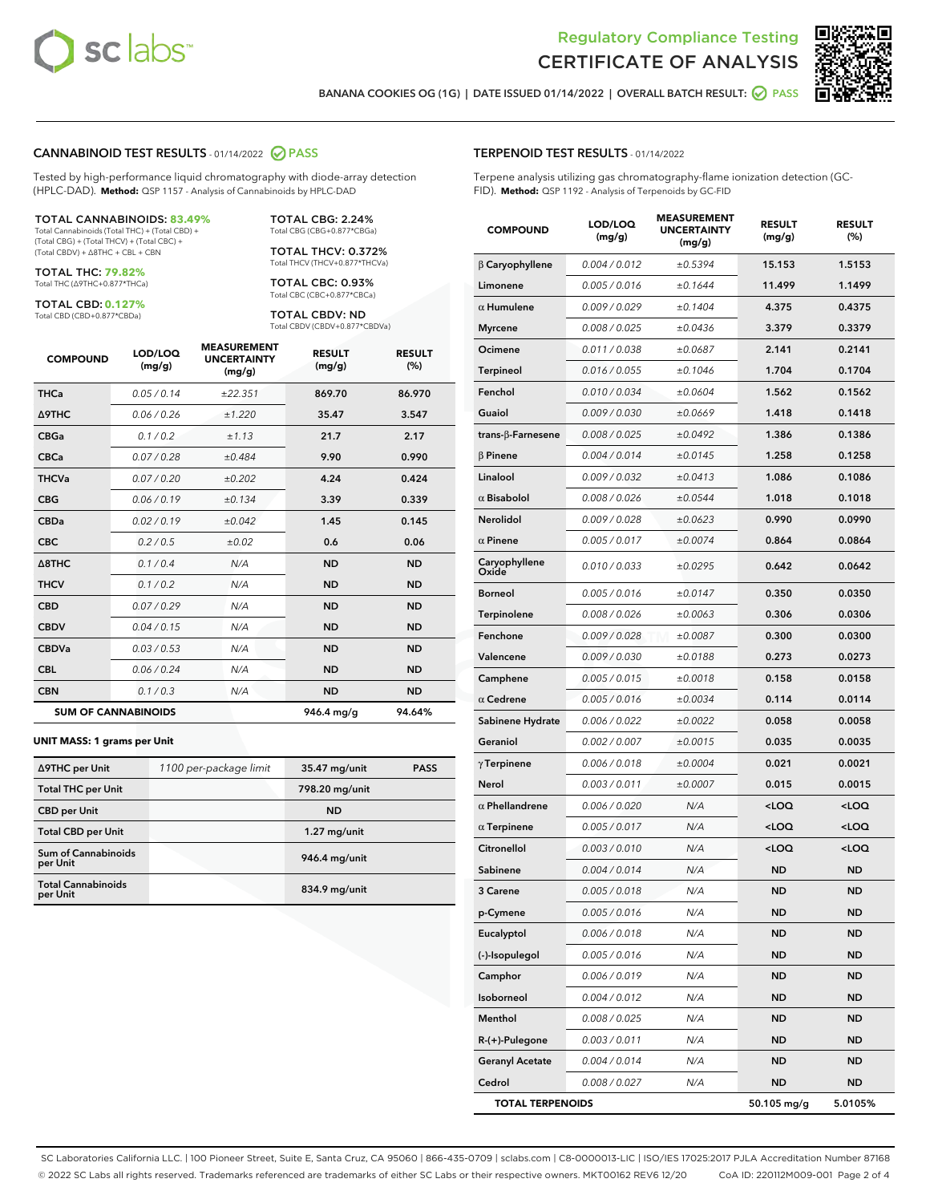Regulatory Compliance Testing
# CERTIFICATE OF ANALYSIS

BANANA COOKIES OG (1G) | DATE ISSUED 01/14/2022 | OVERALL BATCH RESULT: PASS

## CANNABINOID TEST RESULTS - 01/14/2022 PASS

Tested by high-performance liquid chromatography with diode-array detection (HPLC-DAD). **Method:** QSP 1157 - Analysis of Cannabinoids by HPLC-DAD

**TOTAL CANNABINOIDS: 83.49%**
Total Cannabinoids (Total THC) + (Total CBD) + (Total CBG) + (Total THCV) + (Total CBC) + (Total CBDV) + Δ8THC + CBL + CBN

**TOTAL THC: 79.82%**
Total THC (Δ9THC+0.877*THCa)

**TOTAL CBD: 0.127%**
Total CBD (CBD+0.877*CBDa)

**TOTAL CBG: 2.24%**
Total CBG (CBG+0.877*CBGa)

**TOTAL THCV: 0.372%**
Total THCV (THCV+0.877*THCVa)

**TOTAL CBC: 0.93%**
Total CBC (CBC+0.877*CBCa)

**TOTAL CBDV: ND**
Total CBDV (CBDV+0.877*CBDVa)

| COMPOUND | LOD/LOQ (mg/g) | MEASUREMENT UNCERTAINTY (mg/g) | RESULT (mg/g) | RESULT (%) |
|---|---|---|---|---|
| THCa | 0.05 / 0.14 | ±22.351 | 869.70 | 86.970 |
| Δ9THC | 0.06 / 0.26 | ±1.220 | 35.47 | 3.547 |
| CBGa | 0.1 / 0.2 | ±1.13 | 21.7 | 2.17 |
| CBCa | 0.07 / 0.28 | ±0.484 | 9.90 | 0.990 |
| THCVa | 0.07 / 0.20 | ±0.202 | 4.24 | 0.424 |
| CBG | 0.06 / 0.19 | ±0.134 | 3.39 | 0.339 |
| CBDa | 0.02 / 0.19 | ±0.042 | 1.45 | 0.145 |
| CBC | 0.2 / 0.5 | ±0.02 | 0.6 | 0.06 |
| Δ8THC | 0.1 / 0.4 | N/A | ND | ND |
| THCV | 0.1 / 0.2 | N/A | ND | ND |
| CBD | 0.07 / 0.29 | N/A | ND | ND |
| CBDV | 0.04 / 0.15 | N/A | ND | ND |
| CBDVa | 0.03 / 0.53 | N/A | ND | ND |
| CBL | 0.06 / 0.24 | N/A | ND | ND |
| CBN | 0.1 / 0.3 | N/A | ND | ND |
| **SUM OF CANNABINOIDS** | | | **946.4 mg/g** | **94.64%** |

**UNIT MASS: 1 grams per Unit**

| | | | |
|---|---|---|---|
| Δ9THC per Unit | 1100 per-package limit | 35.47 mg/unit | PASS |
| Total THC per Unit | | 798.20 mg/unit | |
| CBD per Unit | | ND | |
| Total CBD per Unit | | 1.27 mg/unit | |
| Sum of Cannabinoids per Unit | | 946.4 mg/unit | |
| Total Cannabinoids per Unit | | 834.9 mg/unit | |

## TERPENOID TEST RESULTS - 01/14/2022

Terpene analysis utilizing gas chromatography-flame ionization detection (GC-FID). **Method:** QSP 1192 - Analysis of Terpenoids by GC-FID

| COMPOUND | LOD/LOQ (mg/g) | MEASUREMENT UNCERTAINTY (mg/g) | RESULT (mg/g) | RESULT (%) |
|---|---|---|---|---|
| β Caryophyllene | 0.004 / 0.012 | ±0.5394 | 15.153 | 1.5153 |
| Limonene | 0.005 / 0.016 | ±0.1644 | 11.499 | 1.1499 |
| α Humulene | 0.009 / 0.029 | ±0.1404 | 4.375 | 0.4375 |
| Myrcene | 0.008 / 0.025 | ±0.0436 | 3.379 | 0.3379 |
| Ocimene | 0.011 / 0.038 | ±0.0687 | 2.141 | 0.2141 |
| Terpineol | 0.016 / 0.055 | ±0.1046 | 1.704 | 0.1704 |
| Fenchol | 0.010 / 0.034 | ±0.0604 | 1.562 | 0.1562 |
| Guaiol | 0.009 / 0.030 | ±0.0669 | 1.418 | 0.1418 |
| trans-β-Farnesene | 0.008 / 0.025 | ±0.0492 | 1.386 | 0.1386 |
| β Pinene | 0.004 / 0.014 | ±0.0145 | 1.258 | 0.1258 |
| Linalool | 0.009 / 0.032 | ±0.0413 | 1.086 | 0.1086 |
| α Bisabolol | 0.008 / 0.026 | ±0.0544 | 1.018 | 0.1018 |
| Nerolidol | 0.009 / 0.028 | ±0.0623 | 0.990 | 0.0990 |
| α Pinene | 0.005 / 0.017 | ±0.0074 | 0.864 | 0.0864 |
| Caryophyllene Oxide | 0.010 / 0.033 | ±0.0295 | 0.642 | 0.0642 |
| Borneol | 0.005 / 0.016 | ±0.0147 | 0.350 | 0.0350 |
| Terpinolene | 0.008 / 0.026 | ±0.0063 | 0.306 | 0.0306 |
| Fenchone | 0.009 / 0.028 | ±0.0087 | 0.300 | 0.0300 |
| Valencene | 0.009 / 0.030 | ±0.0188 | 0.273 | 0.0273 |
| Camphene | 0.005 / 0.015 | ±0.0018 | 0.158 | 0.0158 |
| α Cedrene | 0.005 / 0.016 | ±0.0034 | 0.114 | 0.0114 |
| Sabinene Hydrate | 0.006 / 0.022 | ±0.0022 | 0.058 | 0.0058 |
| Geraniol | 0.002 / 0.007 | ±0.0015 | 0.035 | 0.0035 |
| γ Terpinene | 0.006 / 0.018 | ±0.0004 | 0.021 | 0.0021 |
| Nerol | 0.003 / 0.011 | ±0.0007 | 0.015 | 0.0015 |
| α Phellandrene | 0.006 / 0.020 | N/A | <LOQ | <LOQ |
| α Terpinene | 0.005 / 0.017 | N/A | <LOQ | <LOQ |
| Citronellol | 0.003 / 0.010 | N/A | <LOQ | <LOQ |
| Sabinene | 0.004 / 0.014 | N/A | ND | ND |
| 3 Carene | 0.005 / 0.018 | N/A | ND | ND |
| p-Cymene | 0.005 / 0.016 | N/A | ND | ND |
| Eucalyptol | 0.006 / 0.018 | N/A | ND | ND |
| (-)-Isopulegol | 0.005 / 0.016 | N/A | ND | ND |
| Camphor | 0.006 / 0.019 | N/A | ND | ND |
| Isoborneol | 0.004 / 0.012 | N/A | ND | ND |
| Menthol | 0.008 / 0.025 | N/A | ND | ND |
| R-(+)-Pulegone | 0.003 / 0.011 | N/A | ND | ND |
| Geranyl Acetate | 0.004 / 0.014 | N/A | ND | ND |
| Cedrol | 0.008 / 0.027 | N/A | ND | ND |
| **TOTAL TERPENOIDS** | | | **50.105 mg/g** | **5.0105%** |

SC Laboratories California LLC. | 100 Pioneer Street, Suite E, Santa Cruz, CA 95060 | 866-435-0709 | sclabs.com | C8-0000013-LIC | ISO/IES 17025:2017 PJLA Accreditation Number 87168
© 2022 SC Labs all rights reserved. Trademarks referenced are trademarks of either SC Labs or their respective owners. MKT00162 REV6 12/20 CoA ID: 220112M009-001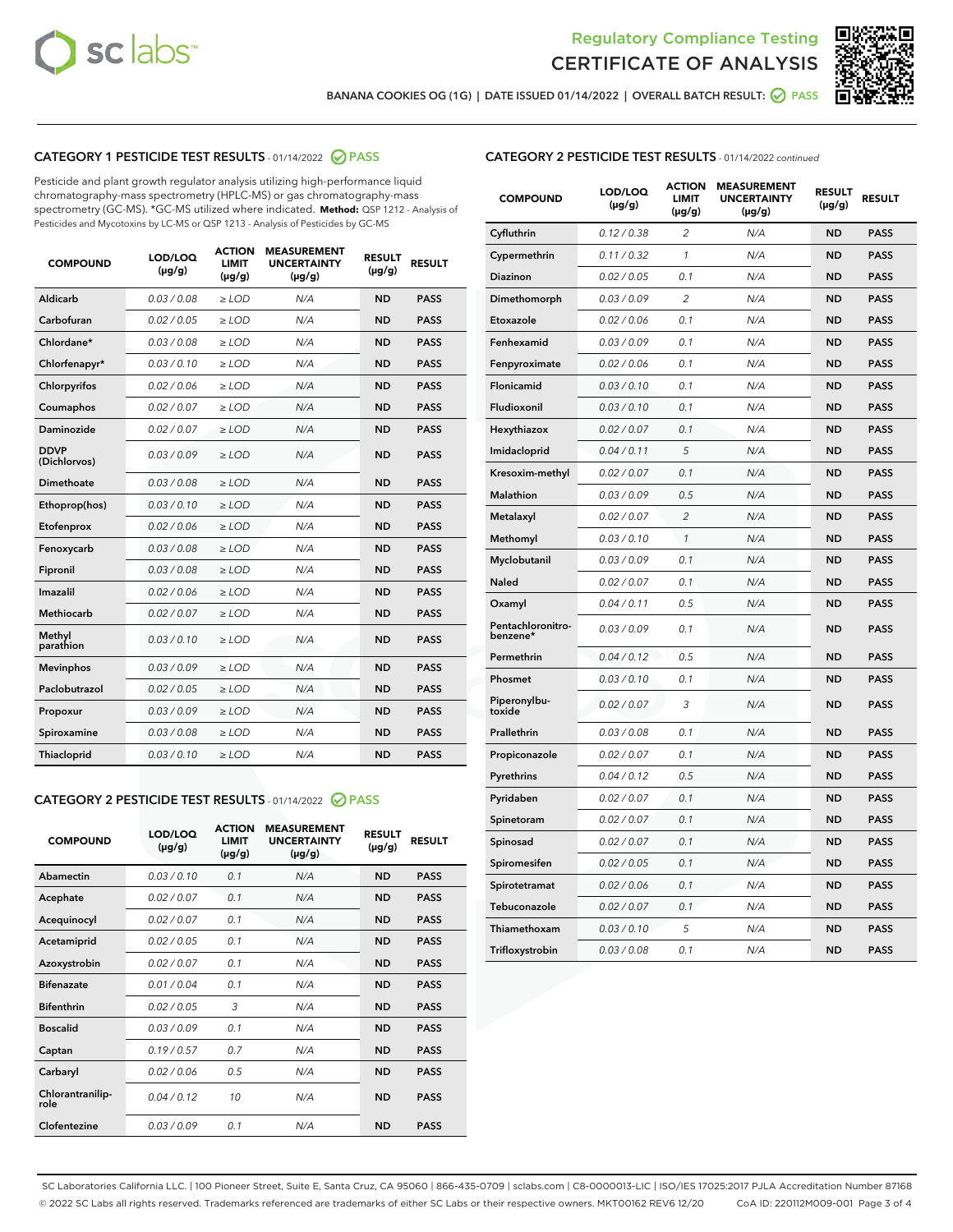Regulatory Compliance Testing
# CERTIFICATE OF ANALYSIS

BANANA COOKIES OG (1G) | DATE ISSUED 01/14/2022 | OVERALL BATCH RESULT: PASS

## CATEGORY 1 PESTICIDE TEST RESULTS - 01/14/2022 PASS

Pesticide and plant growth regulator analysis utilizing high-performance liquid chromatography-mass spectrometry (HPLC-MS) or gas chromatography-mass spectrometry (GC-MS). *GC-MS utilized where indicated. **Method:** QSP 1212 - Analysis of Pesticides and Mycotoxins by LC-MS or QSP 1213 - Analysis of Pesticides by GC-MS

| COMPOUND | LOD/LOQ (μg/g) | ACTION LIMIT (μg/g) | MEASUREMENT UNCERTAINTY (μg/g) | RESULT (μg/g) | RESULT |
|---|---|---|---|---|---|
| Aldicarb | 0.03 / 0.08 | ≥ LOD | N/A | ND | PASS |
| Carbofuran | 0.02 / 0.05 | ≥ LOD | N/A | ND | PASS |
| Chlordane* | 0.03 / 0.08 | ≥ LOD | N/A | ND | PASS |
| Chlorfenapyr* | 0.03 / 0.10 | ≥ LOD | N/A | ND | PASS |
| Chlorpyrifos | 0.02 / 0.06 | ≥ LOD | N/A | ND | PASS |
| Coumaphos | 0.02 / 0.07 | ≥ LOD | N/A | ND | PASS |
| Daminozide | 0.02 / 0.07 | ≥ LOD | N/A | ND | PASS |
| DDVP (Dichlorvos) | 0.03 / 0.09 | ≥ LOD | N/A | ND | PASS |
| Dimethoate | 0.03 / 0.08 | ≥ LOD | N/A | ND | PASS |
| Ethoprop(hos) | 0.03 / 0.10 | ≥ LOD | N/A | ND | PASS |
| Etofenprox | 0.02 / 0.06 | ≥ LOD | N/A | ND | PASS |
| Fenoxycarb | 0.03 / 0.08 | ≥ LOD | N/A | ND | PASS |
| Fipronil | 0.03 / 0.08 | ≥ LOD | N/A | ND | PASS |
| Imazalil | 0.02 / 0.06 | ≥ LOD | N/A | ND | PASS |
| Methiocarb | 0.02 / 0.07 | ≥ LOD | N/A | ND | PASS |
| Methyl parathion | 0.03 / 0.10 | ≥ LOD | N/A | ND | PASS |
| Mevinphos | 0.03 / 0.09 | ≥ LOD | N/A | ND | PASS |
| Paclobutrazol | 0.02 / 0.05 | ≥ LOD | N/A | ND | PASS |
| Propoxur | 0.03 / 0.09 | ≥ LOD | N/A | ND | PASS |
| Spiroxamine | 0.03 / 0.08 | ≥ LOD | N/A | ND | PASS |
| Thiacloprid | 0.03 / 0.10 | ≥ LOD | N/A | ND | PASS |

## CATEGORY 2 PESTICIDE TEST RESULTS - 01/14/2022 PASS

| COMPOUND | LOD/LOQ (μg/g) | ACTION LIMIT (μg/g) | MEASUREMENT UNCERTAINTY (μg/g) | RESULT (μg/g) | RESULT |
|---|---|---|---|---|---|
| Abamectin | 0.03 / 0.10 | 0.1 | N/A | ND | PASS |
| Acephate | 0.02 / 0.07 | 0.1 | N/A | ND | PASS |
| Acequinocyl | 0.02 / 0.07 | 0.1 | N/A | ND | PASS |
| Acetamiprid | 0.02 / 0.05 | 0.1 | N/A | ND | PASS |
| Azoxystrobin | 0.02 / 0.07 | 0.1 | N/A | ND | PASS |
| Bifenazate | 0.01 / 0.04 | 0.1 | N/A | ND | PASS |
| Bifenthrin | 0.02 / 0.05 | 3 | N/A | ND | PASS |
| Boscalid | 0.03 / 0.09 | 0.1 | N/A | ND | PASS |
| Captan | 0.19 / 0.57 | 0.7 | N/A | ND | PASS |
| Carbaryl | 0.02 / 0.06 | 0.5 | N/A | ND | PASS |
| Chlorantraniliprole | 0.04 / 0.12 | 10 | N/A | ND | PASS |
| Clofentezine | 0.03 / 0.09 | 0.1 | N/A | ND | PASS |
| Cyfluthrin | 0.12 / 0.38 | 2 | N/A | ND | PASS |
| Cypermethrin | 0.11 / 0.32 | 1 | N/A | ND | PASS |
| Diazinon | 0.02 / 0.05 | 0.1 | N/A | ND | PASS |
| Dimethomorph | 0.03 / 0.09 | 2 | N/A | ND | PASS |
| Etoxazole | 0.02 / 0.06 | 0.1 | N/A | ND | PASS |
| Fenhexamid | 0.03 / 0.09 | 0.1 | N/A | ND | PASS |
| Fenpyroximate | 0.02 / 0.06 | 0.1 | N/A | ND | PASS |
| Flonicamid | 0.03 / 0.10 | 0.1 | N/A | ND | PASS |
| Fludioxonil | 0.03 / 0.10 | 0.1 | N/A | ND | PASS |
| Hexythiazox | 0.02 / 0.07 | 0.1 | N/A | ND | PASS |
| Imidacloprid | 0.04 / 0.11 | 5 | N/A | ND | PASS |
| Kresoxim-methyl | 0.02 / 0.07 | 0.1 | N/A | ND | PASS |
| Malathion | 0.03 / 0.09 | 0.5 | N/A | ND | PASS |
| Metalaxyl | 0.02 / 0.07 | 2 | N/A | ND | PASS |
| Methomyl | 0.03 / 0.10 | 1 | N/A | ND | PASS |
| Myclobutanil | 0.03 / 0.09 | 0.1 | N/A | ND | PASS |
| Naled | 0.02 / 0.07 | 0.1 | N/A | ND | PASS |
| Oxamyl | 0.04 / 0.11 | 0.5 | N/A | ND | PASS |
| Pentachloronitrobenzene* | 0.03 / 0.09 | 0.1 | N/A | ND | PASS |
| Permethrin | 0.04 / 0.12 | 0.5 | N/A | ND | PASS |
| Phosmet | 0.03 / 0.10 | 0.1 | N/A | ND | PASS |
| Piperonylbutoxide | 0.02 / 0.07 | 3 | N/A | ND | PASS |
| Prallethrin | 0.03 / 0.08 | 0.1 | N/A | ND | PASS |
| Propiconazole | 0.02 / 0.07 | 0.1 | N/A | ND | PASS |
| Pyrethrins | 0.04 / 0.12 | 0.5 | N/A | ND | PASS |
| Pyridaben | 0.02 / 0.07 | 0.1 | N/A | ND | PASS |
| Spinetoram | 0.02 / 0.07 | 0.1 | N/A | ND | PASS |
| Spinosad | 0.02 / 0.07 | 0.1 | N/A | ND | PASS |
| Spiromesifen | 0.02 / 0.05 | 0.1 | N/A | ND | PASS |
| Spirotetramat | 0.02 / 0.06 | 0.1 | N/A | ND | PASS |
| Tebuconazole | 0.02 / 0.07 | 0.1 | N/A | ND | PASS |
| Thiamethoxam | 0.03 / 0.10 | 5 | N/A | ND | PASS |
| Trifloxystrobin | 0.03 / 0.08 | 0.1 | N/A | ND | PASS |

SC Laboratories California LLC. | 100 Pioneer Street, Suite E, Santa Cruz, CA 95060 | 866-435-0709 | sclabs.com | C8-0000013-LIC | ISO/IES 17025:2017 PJLA Accreditation Number 87168
© 2022 SC Labs all rights reserved. Trademarks referenced are trademarks of either SC Labs or their respective owners. MKT00162 REV6 12/20 CoA ID: 220112M009-001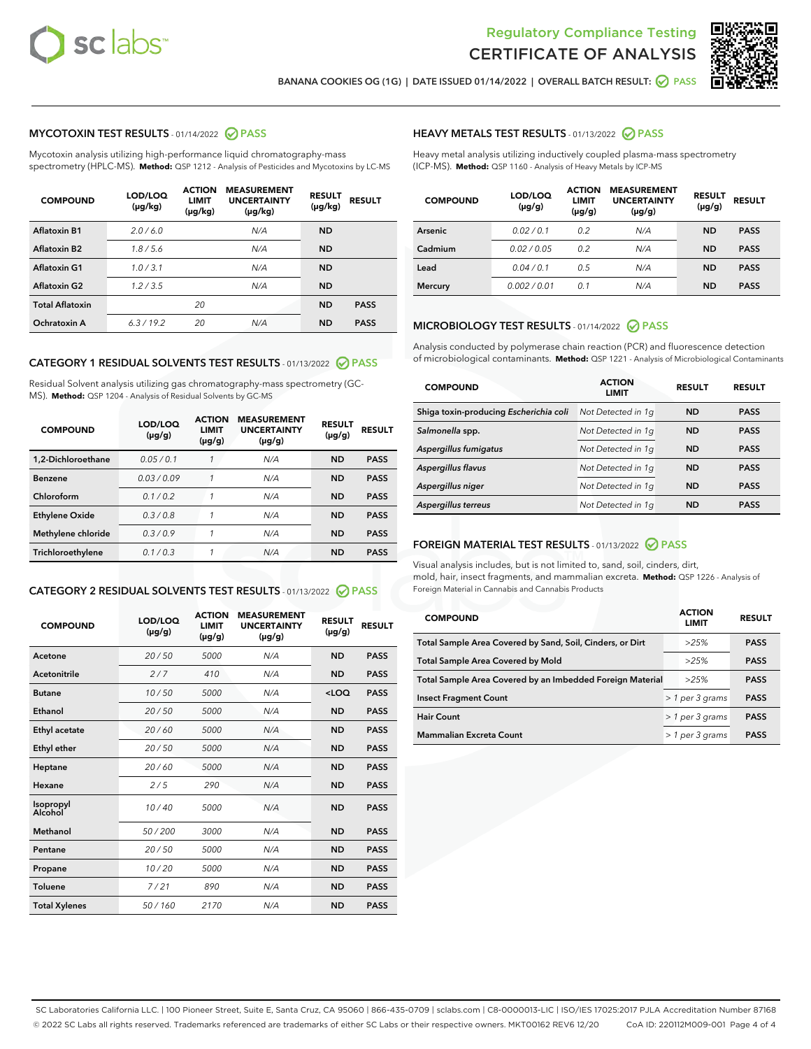Regulatory Compliance Testing
# CERTIFICATE OF ANALYSIS

BANANA COOKIES OG (1G) | DATE ISSUED 01/14/2022 | OVERALL BATCH RESULT: PASS

## MYCOTOXIN TEST RESULTS - 01/14/2022 PASS

Mycotoxin analysis utilizing high-performance liquid chromatography-mass spectrometry (HPLC-MS). **Method:** QSP 1212 - Analysis of Pesticides and Mycotoxins by LC-MS

| COMPOUND | LOD/LOQ (µg/kg) | ACTION LIMIT (µg/kg) | MEASUREMENT UNCERTAINTY (µg/kg) | RESULT (µg/kg) | RESULT |
|---|---|---|---|---|---|
| Aflatoxin B1 | 2.0 / 6.0 | | N/A | ND | |
| Aflatoxin B2 | 1.8 / 5.6 | | N/A | ND | |
| Aflatoxin G1 | 1.0 / 3.1 | | N/A | ND | |
| Aflatoxin G2 | 1.2 / 3.5 | | N/A | ND | |
| Total Aflatoxin | | 20 | | ND | PASS |
| Ochratoxin A | 6.3 / 19.2 | 20 | N/A | ND | PASS |

## CATEGORY 1 RESIDUAL SOLVENTS TEST RESULTS - 01/13/2022 PASS

Residual Solvent analysis utilizing gas chromatography-mass spectrometry (GC-MS). **Method:** QSP 1204 - Analysis of Residual Solvents by GC-MS

| COMPOUND | LOD/LOQ (µg/g) | ACTION LIMIT (µg/g) | MEASUREMENT UNCERTAINTY (µg/g) | RESULT (µg/g) | RESULT |
|---|---|---|---|---|---|
| 1,2-Dichloroethane | 0.05 / 0.1 | 1 | N/A | ND | PASS |
| Benzene | 0.03 / 0.09 | 1 | N/A | ND | PASS |
| Chloroform | 0.1 / 0.2 | 1 | N/A | ND | PASS |
| Ethylene Oxide | 0.3 / 0.8 | 1 | N/A | ND | PASS |
| Methylene chloride | 0.3 / 0.9 | 1 | N/A | ND | PASS |
| Trichloroethylene | 0.1 / 0.3 | 1 | N/A | ND | PASS |

## CATEGORY 2 RESIDUAL SOLVENTS TEST RESULTS - 01/13/2022 PASS

| COMPOUND | LOD/LOQ (µg/g) | ACTION LIMIT (µg/g) | MEASUREMENT UNCERTAINTY (µg/g) | RESULT (µg/g) | RESULT |
|---|---|---|---|---|---|
| Acetone | 20 / 50 | 5000 | N/A | ND | PASS |
| Acetonitrile | 2 / 7 | 410 | N/A | ND | PASS |
| Butane | 10 / 50 | 5000 | N/A | <LOQ | PASS |
| Ethanol | 20 / 50 | 5000 | N/A | ND | PASS |
| Ethyl acetate | 20 / 60 | 5000 | N/A | ND | PASS |
| Ethyl ether | 20 / 50 | 5000 | N/A | ND | PASS |
| Heptane | 20 / 60 | 5000 | N/A | ND | PASS |
| Hexane | 2 / 5 | 290 | N/A | ND | PASS |
| Isopropyl Alcohol | 10 / 40 | 5000 | N/A | ND | PASS |
| Methanol | 50 / 200 | 3000 | N/A | ND | PASS |
| Pentane | 20 / 50 | 5000 | N/A | ND | PASS |
| Propane | 10 / 20 | 5000 | N/A | ND | PASS |
| Toluene | 7 / 21 | 890 | N/A | ND | PASS |
| Total Xylenes | 50 / 160 | 2170 | N/A | ND | PASS |

## HEAVY METALS TEST RESULTS - 01/13/2022 PASS

Heavy metal analysis utilizing inductively coupled plasma-mass spectrometry (ICP-MS). **Method:** QSP 1160 - Analysis of Heavy Metals by ICP-MS

| COMPOUND | LOD/LOQ (µg/g) | ACTION LIMIT (µg/g) | MEASUREMENT UNCERTAINTY (µg/g) | RESULT (µg/g) | RESULT |
|---|---|---|---|---|---|
| Arsenic | 0.02 / 0.1 | 0.2 | N/A | ND | PASS |
| Cadmium | 0.02 / 0.05 | 0.2 | N/A | ND | PASS |
| Lead | 0.04 / 0.1 | 0.5 | N/A | ND | PASS |
| Mercury | 0.002 / 0.01 | 0.1 | N/A | ND | PASS |

## MICROBIOLOGY TEST RESULTS - 01/14/2022 PASS

Analysis conducted by polymerase chain reaction (PCR) and fluorescence detection of microbiological contaminants. **Method:** QSP 1221 - Analysis of Microbiological Contaminants

| COMPOUND | ACTION LIMIT | RESULT | RESULT |
|---|---|---|---|
| Shiga toxin-producing *Escherichia coli* | Not Detected in 1g | ND | PASS |
| *Salmonella* spp. | Not Detected in 1g | ND | PASS |
| *Aspergillus fumigatus* | Not Detected in 1g | ND | PASS |
| *Aspergillus flavus* | Not Detected in 1g | ND | PASS |
| *Aspergillus niger* | Not Detected in 1g | ND | PASS |
| *Aspergillus terreus* | Not Detected in 1g | ND | PASS |

## FOREIGN MATERIAL TEST RESULTS - 01/13/2022 PASS

Visual analysis includes, but is not limited to, sand, soil, cinders, dirt, mold, hair, insect fragments, and mammalian excreta. **Method:** QSP 1226 - Analysis of Foreign Material in Cannabis and Cannabis Products

| COMPOUND | ACTION LIMIT | RESULT |
|---|---|---|
| Total Sample Area Covered by Sand, Soil, Cinders, or Dirt | >25% | PASS |
| Total Sample Area Covered by Mold | >25% | PASS |
| Total Sample Area Covered by an Imbedded Foreign Material | >25% | PASS |
| Insect Fragment Count | > 1 per 3 grams | PASS |
| Hair Count | > 1 per 3 grams | PASS |
| Mammalian Excreta Count | > 1 per 3 grams | PASS |

SC Laboratories California LLC. | 100 Pioneer Street, Suite E, Santa Cruz, CA 95060 | 866-435-0709 | sclabs.com | C8-0000013-LIC | ISO/IES 17025:2017 PJLA Accreditation Number 87168
© 2022 SC Labs all rights reserved. Trademarks referenced are trademarks of either SC Labs or their respective owners. MKT00162 REV6 12/20 CoA ID: 220112M009-001